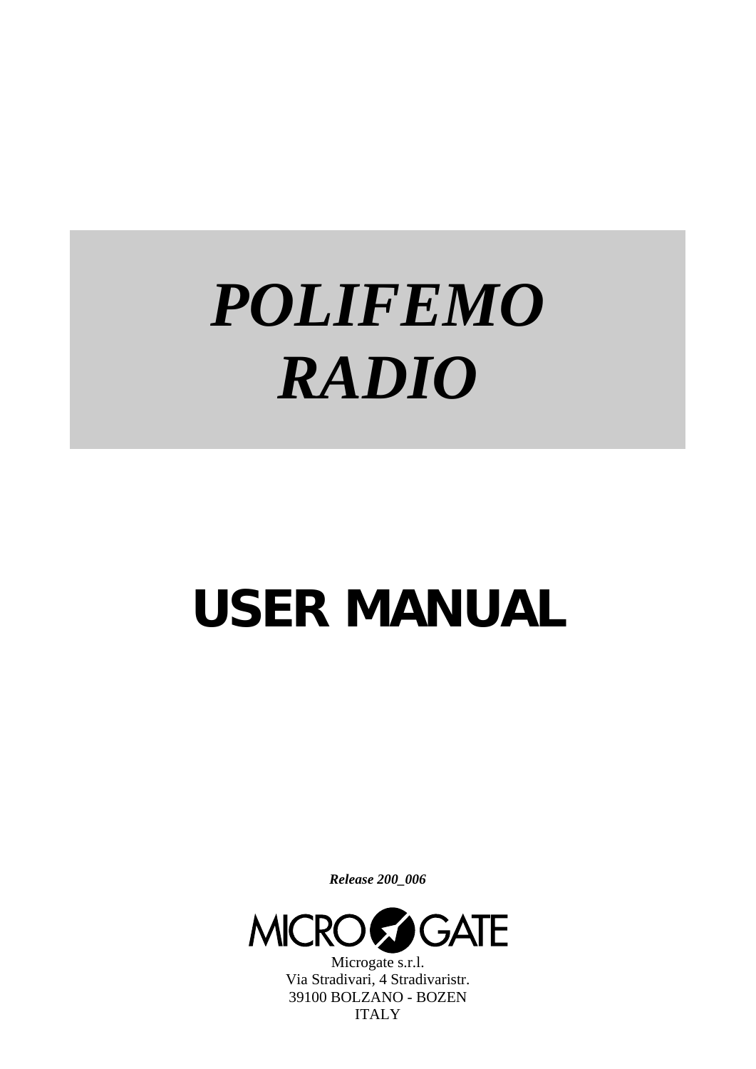# *POLIFEMO RADIO*

# USER MANUAL

***Release 200_006***

MICROGATE

Microgate s.r.l.
Via Stradivari, 4 Stradivaristr.
39100 BOLZANO - BOZEN
ITALY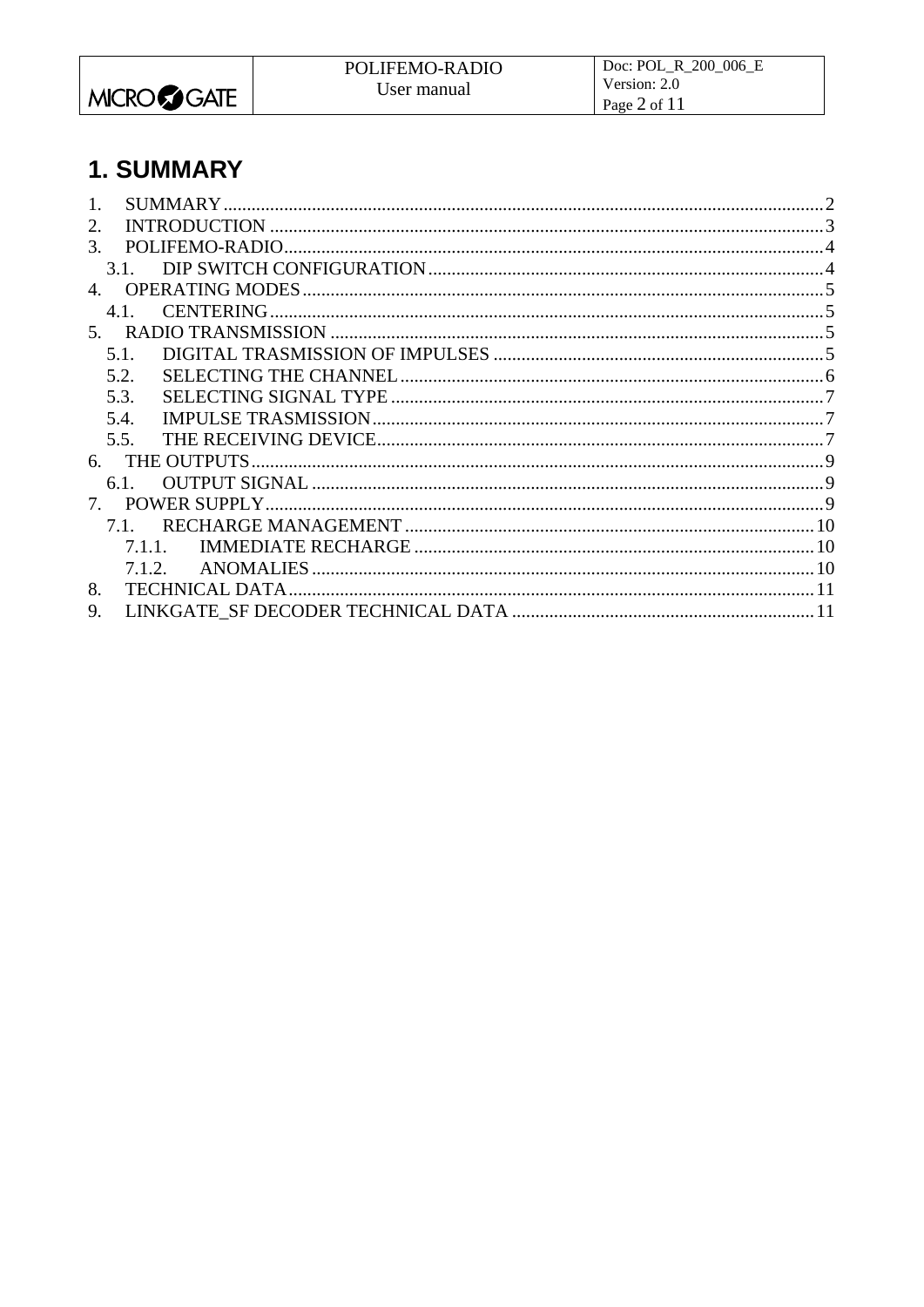# 1. SUMMARY

1. SUMMARY ........ 2
2. INTRODUCTION ........ 3
3. POLIFEMO-RADIO ........ 4
   3.1. DIP SWITCH CONFIGURATION ........ 4
4. OPERATING MODES ........ 5
   4.1. CENTERING ........ 5
5. RADIO TRANSMISSION ........ 5
   5.1. DIGITAL TRASMISSION OF IMPULSES ........ 5
   5.2. SELECTING THE CHANNEL ........ 6
   5.3. SELECTING SIGNAL TYPE ........ 7
   5.4. IMPULSE TRASMISSION ........ 7
   5.5. THE RECEIVING DEVICE ........ 7
6. THE OUTPUTS ........ 9
   6.1. OUTPUT SIGNAL ........ 9
7. POWER SUPPLY ........ 9
   7.1. RECHARGE MANAGEMENT ........ 10
      7.1.1. IMMEDIATE RECHARGE ........ 10
      7.1.2. ANOMALIES ........ 10
8. TECHNICAL DATA ........ 11
9. LINKGATE_SF DECODER TECHNICAL DATA ........ 11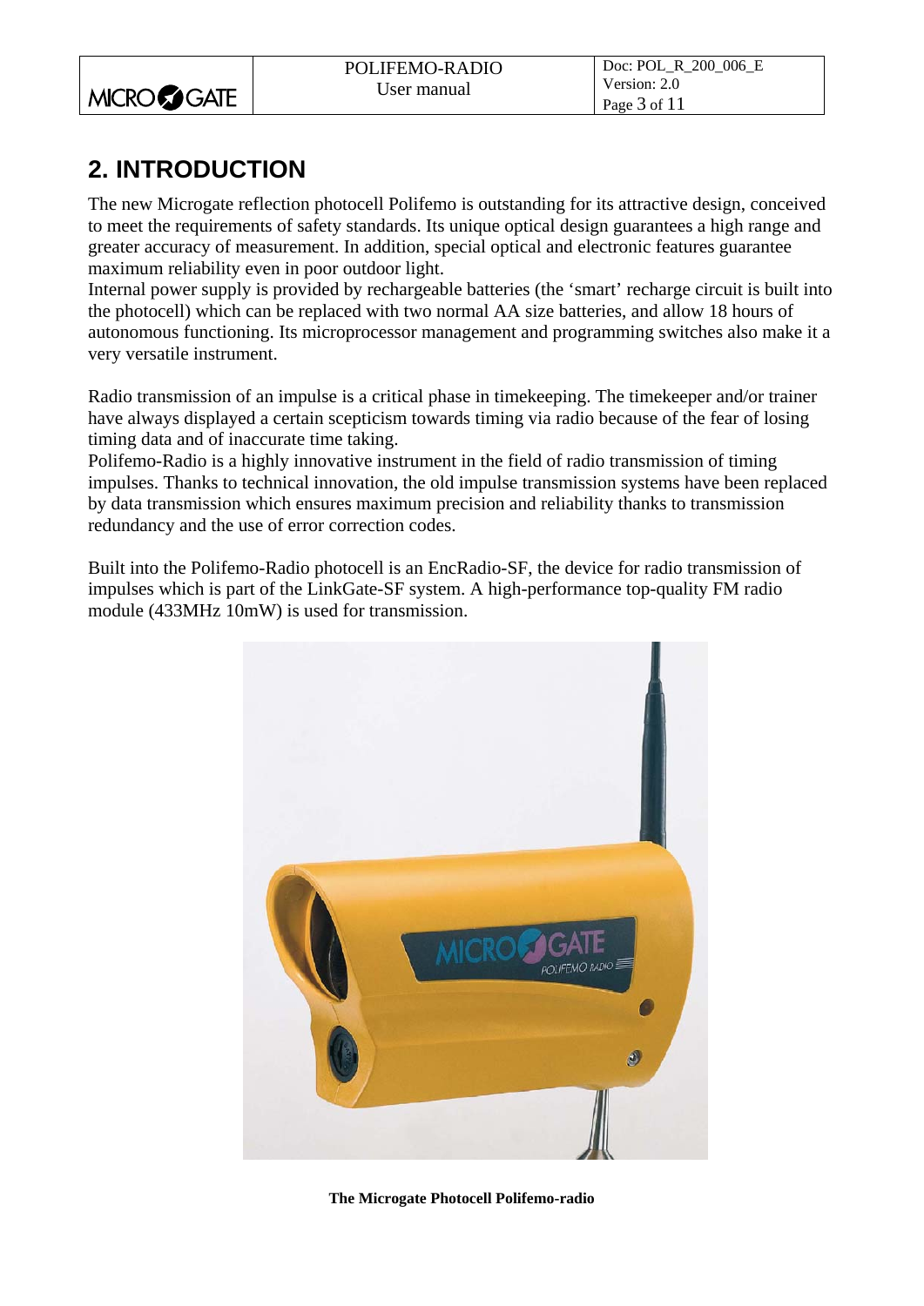## 2. INTRODUCTION

The new Microgate reflection photocell Polifemo is outstanding for its attractive design, conceived to meet the requirements of safety standards. Its unique optical design guarantees a high range and greater accuracy of measurement. In addition, special optical and electronic features guarantee maximum reliability even in poor outdoor light.
Internal power supply is provided by rechargeable batteries (the 'smart' recharge circuit is built into the photocell) which can be replaced with two normal AA size batteries, and allow 18 hours of autonomous functioning. Its microprocessor management and programming switches also make it a very versatile instrument.

Radio transmission of an impulse is a critical phase in timekeeping. The timekeeper and/or trainer have always displayed a certain scepticism towards timing via radio because of the fear of losing timing data and of inaccurate time taking.
Polifemo-Radio is a highly innovative instrument in the field of radio transmission of timing impulses. Thanks to technical innovation, the old impulse transmission systems have been replaced by data transmission which ensures maximum precision and reliability thanks to transmission redundancy and the use of error correction codes.

Built into the Polifemo-Radio photocell is an EncRadio-SF, the device for radio transmission of impulses which is part of the LinkGate-SF system. A high-performance top-quality FM radio module (433MHz 10mW) is used for transmission.

**The Microgate Photocell Polifemo-radio**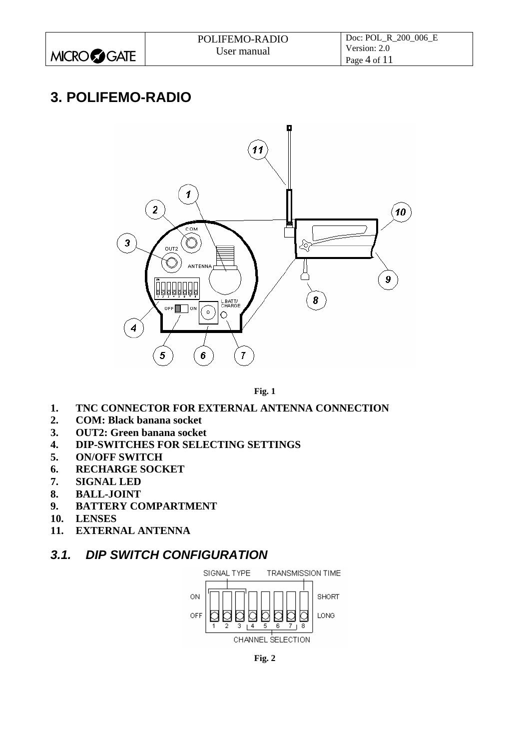# 3. POLIFEMO-RADIO

**Fig. 1**

1. **TNC CONNECTOR FOR EXTERNAL ANTENNA CONNECTION**
2. **COM: Black banana socket**
3. **OUT2: Green banana socket**
4. **DIP-SWITCHES FOR SELECTING SETTINGS**
5. **ON/OFF SWITCH**
6. **RECHARGE SOCKET**
7. **SIGNAL LED**
8. **BALL-JOINT**
9. **BATTERY COMPARTMENT**
10. **LENSES**
11. **EXTERNAL ANTENNA**

## *3.1. DIP SWITCH CONFIGURATION*

**Fig. 2**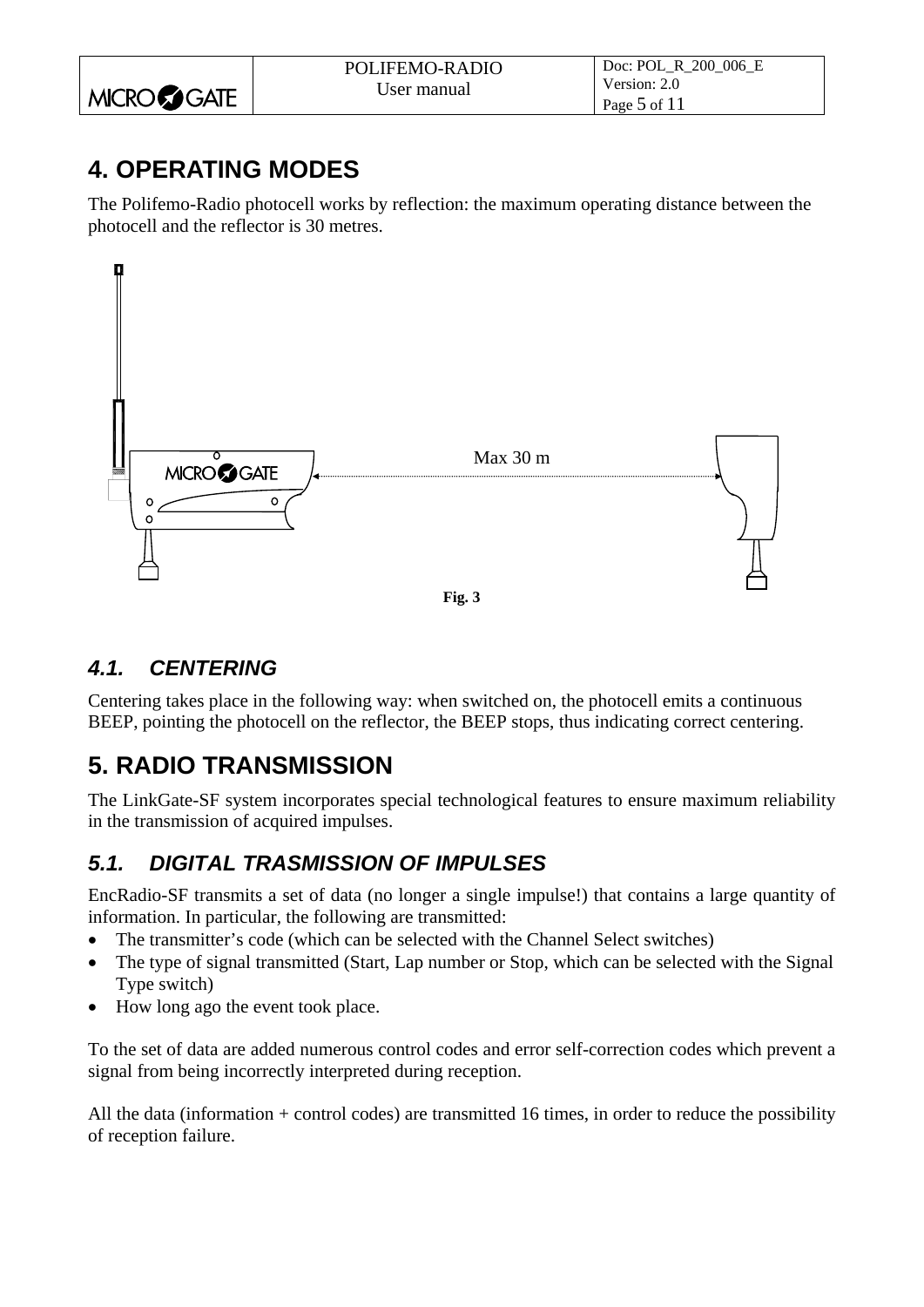# 4. OPERATING MODES

The Polifemo-Radio photocell works by reflection: the maximum operating distance between the photocell and the reflector is 30 metres.

Max 30 m

**Fig. 3**

## *4.1. CENTERING*

Centering takes place in the following way: when switched on, the photocell emits a continuous BEEP, pointing the photocell on the reflector, the BEEP stops, thus indicating correct centering.

# 5. RADIO TRANSMISSION

The LinkGate-SF system incorporates special technological features to ensure maximum reliability in the transmission of acquired impulses.

## *5.1. DIGITAL TRASMISSION OF IMPULSES*

EncRadio-SF transmits a set of data (no longer a single impulse!) that contains a large quantity of information. In particular, the following are transmitted:

- The transmitter's code (which can be selected with the Channel Select switches)
- The type of signal transmitted (Start, Lap number or Stop, which can be selected with the Signal Type switch)
- How long ago the event took place.

To the set of data are added numerous control codes and error self-correction codes which prevent a signal from being incorrectly interpreted during reception.

All the data (information + control codes) are transmitted 16 times, in order to reduce the possibility of reception failure.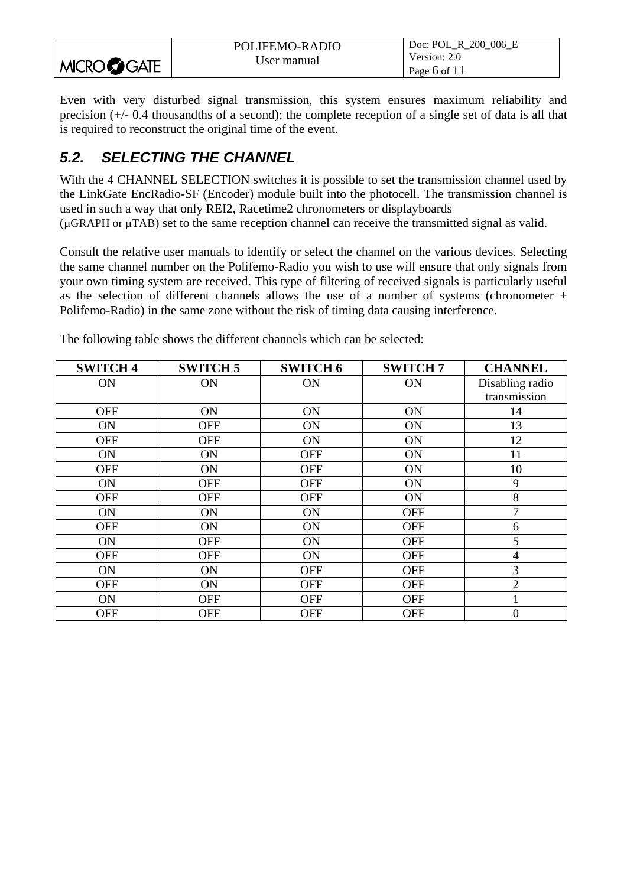Even with very disturbed signal transmission, this system ensures maximum reliability and precision (+/- 0.4 thousandths of a second); the complete reception of a single set of data is all that is required to reconstruct the original time of the event.

## *5.2. SELECTING THE CHANNEL*

With the 4 CHANNEL SELECTION switches it is possible to set the transmission channel used by the LinkGate EncRadio-SF (Encoder) module built into the photocell. The transmission channel is used in such a way that only REI2, Racetime2 chronometers or displayboards (µGRAPH or µTAB) set to the same reception channel can receive the transmitted signal as valid.

Consult the relative user manuals to identify or select the channel on the various devices. Selecting the same channel number on the Polifemo-Radio you wish to use will ensure that only signals from your own timing system are received. This type of filtering of received signals is particularly useful as the selection of different channels allows the use of a number of systems (chronometer + Polifemo-Radio) in the same zone without the risk of timing data causing interference.

The following table shows the different channels which can be selected:

| SWITCH 4 | SWITCH 5 | SWITCH 6 | SWITCH 7 | CHANNEL |
|---|---|---|---|---|
| ON | ON | ON | ON | Disabling radio transmission |
| OFF | ON | ON | ON | 14 |
| ON | OFF | ON | ON | 13 |
| OFF | OFF | ON | ON | 12 |
| ON | ON | OFF | ON | 11 |
| OFF | ON | OFF | ON | 10 |
| ON | OFF | OFF | ON | 9 |
| OFF | OFF | OFF | ON | 8 |
| ON | ON | ON | OFF | 7 |
| OFF | ON | ON | OFF | 6 |
| ON | OFF | ON | OFF | 5 |
| OFF | OFF | ON | OFF | 4 |
| ON | ON | OFF | OFF | 3 |
| OFF | ON | OFF | OFF | 2 |
| ON | OFF | OFF | OFF | 1 |
| OFF | OFF | OFF | OFF | 0 |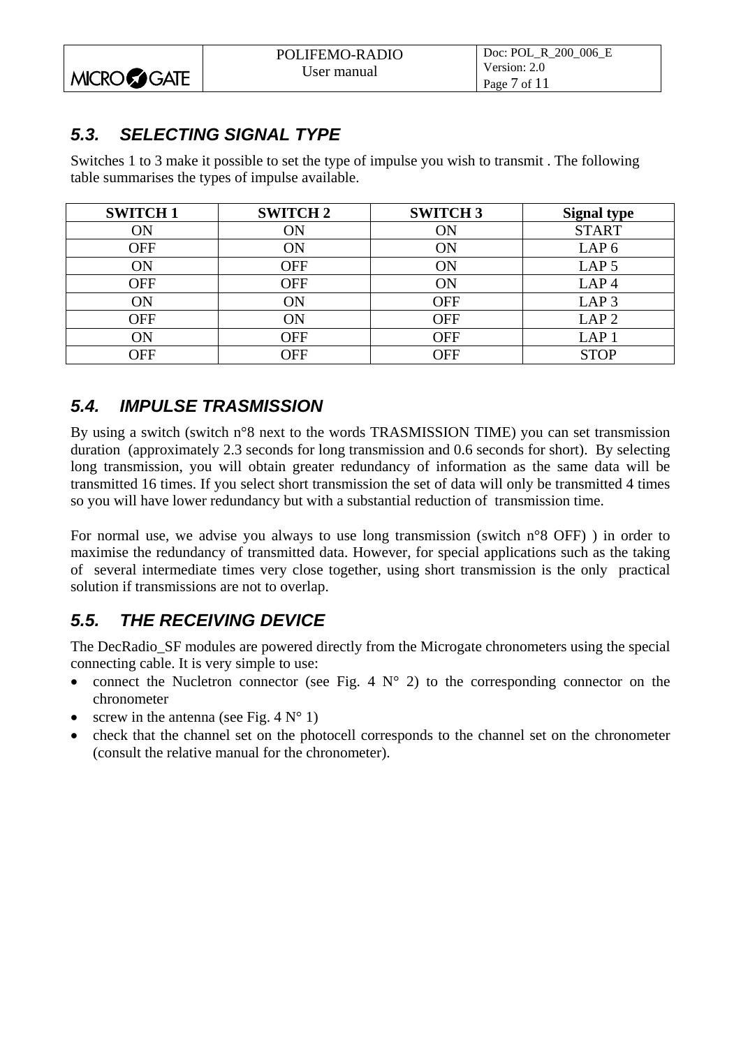## 5.3. SELECTING SIGNAL TYPE

Switches 1 to 3 make it possible to set the type of impulse you wish to transmit . The following table summarises the types of impulse available.

| SWITCH 1 | SWITCH 2 | SWITCH 3 | Signal type |
|---|---|---|---|
| ON | ON | ON | START |
| OFF | ON | ON | LAP 6 |
| ON | OFF | ON | LAP 5 |
| OFF | OFF | ON | LAP 4 |
| ON | ON | OFF | LAP 3 |
| OFF | ON | OFF | LAP 2 |
| ON | OFF | OFF | LAP 1 |
| OFF | OFF | OFF | STOP |

## 5.4. IMPULSE TRASMISSION

By using a switch (switch n°8 next to the words TRASMISSION TIME) you can set transmission duration (approximately 2.3 seconds for long transmission and 0.6 seconds for short). By selecting long transmission, you will obtain greater redundancy of information as the same data will be transmitted 16 times. If you select short transmission the set of data will only be transmitted 4 times so you will have lower redundancy but with a substantial reduction of transmission time.

For normal use, we advise you always to use long transmission (switch n°8 OFF) ) in order to maximise the redundancy of transmitted data. However, for special applications such as the taking of several intermediate times very close together, using short transmission is the only practical solution if transmissions are not to overlap.

## 5.5. THE RECEIVING DEVICE

The DecRadio_SF modules are powered directly from the Microgate chronometers using the special connecting cable. It is very simple to use:

- connect the Nucletron connector (see Fig. 4 N° 2) to the corresponding connector on the chronometer
- screw in the antenna (see Fig. 4 N° 1)
- check that the channel set on the photocell corresponds to the channel set on the chronometer (consult the relative manual for the chronometer).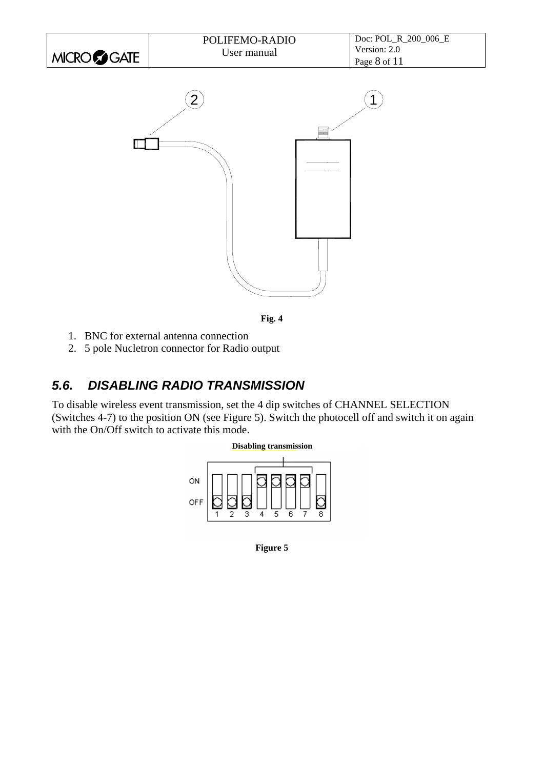Fig. 4

1. BNC for external antenna connection
2. 5 pole Nucletron connector for Radio output

## 5.6. DISABLING RADIO TRANSMISSION

To disable wireless event transmission, set the 4 dip switches of CHANNEL SELECTION (Switches 4-7) to the position ON (see Figure 5). Switch the photocell off and switch it on again with the On/Off switch to activate this mode.

**Disabling transmission**

**Figure 5**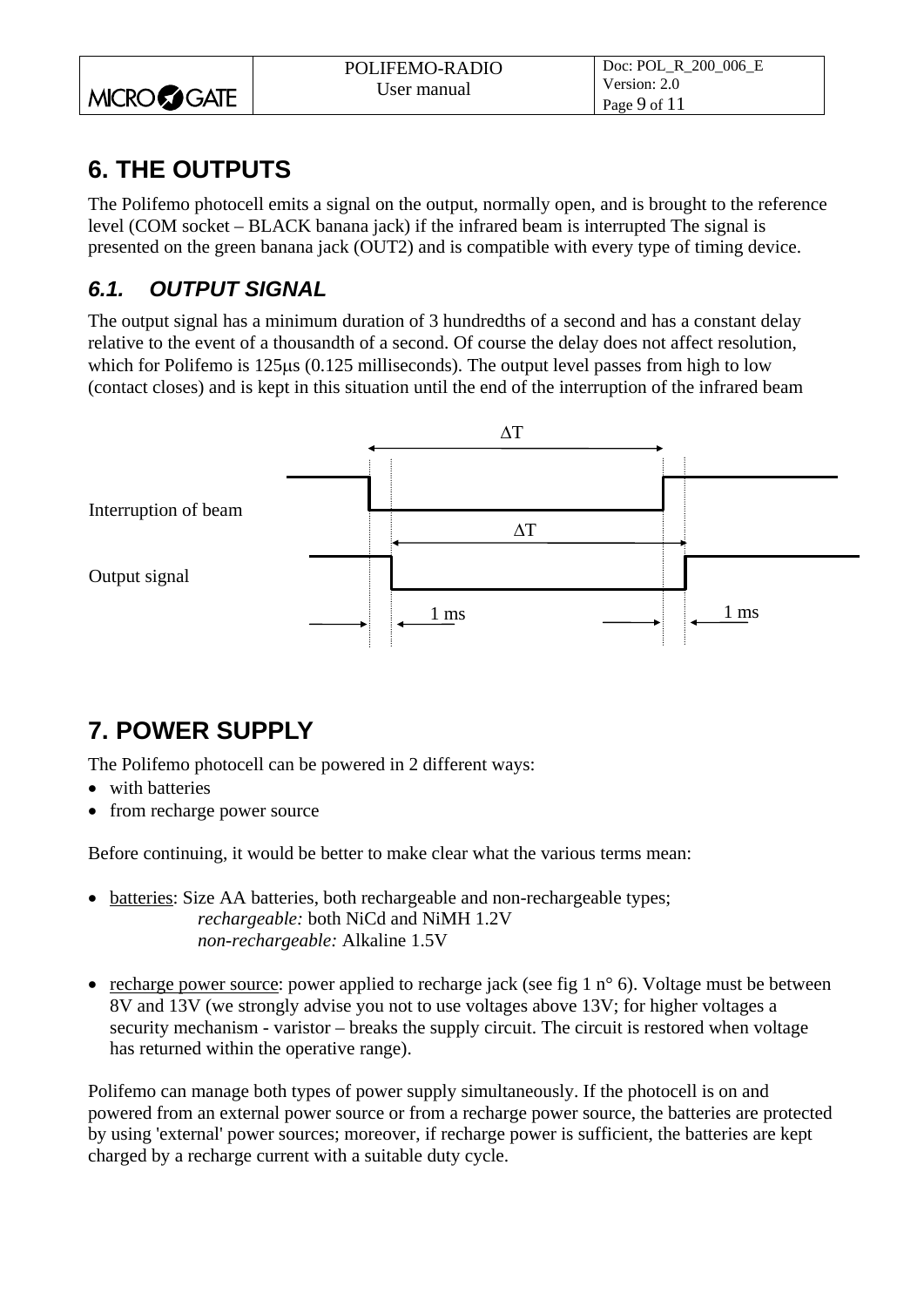# 6. THE OUTPUTS

The Polifemo photocell emits a signal on the output, normally open, and is brought to the reference level (COM socket – BLACK banana jack) if the infrared beam is interrupted The signal is presented on the green banana jack (OUT2) and is compatible with every type of timing device.

## 6.1. OUTPUT SIGNAL

The output signal has a minimum duration of 3 hundredths of a second and has a constant delay relative to the event of a thousandth of a second. Of course the delay does not affect resolution, which for Polifemo is 125μs (0.125 milliseconds). The output level passes from high to low (contact closes) and is kept in this situation until the end of the interruption of the infrared beam

Interruption of beam

Output signal

$\Delta T$

$\Delta T$

1 ms

1 ms

# 7. POWER SUPPLY

The Polifemo photocell can be powered in 2 different ways:

- with batteries
- from recharge power source

Before continuing, it would be better to make clear what the various terms mean:

- batteries: Size AA batteries, both rechargeable and non-rechargeable types;
  *rechargeable:* both NiCd and NiMH 1.2V
  *non-rechargeable:* Alkaline 1.5V

- recharge power source: power applied to recharge jack (see fig 1 n° 6). Voltage must be between 8V and 13V (we strongly advise you not to use voltages above 13V; for higher voltages a security mechanism - varistor – breaks the supply circuit. The circuit is restored when voltage has returned within the operative range).

Polifemo can manage both types of power supply simultaneously. If the photocell is on and powered from an external power source or from a recharge power source, the batteries are protected by using 'external' power sources; moreover, if recharge power is sufficient, the batteries are kept charged by a recharge current with a suitable duty cycle.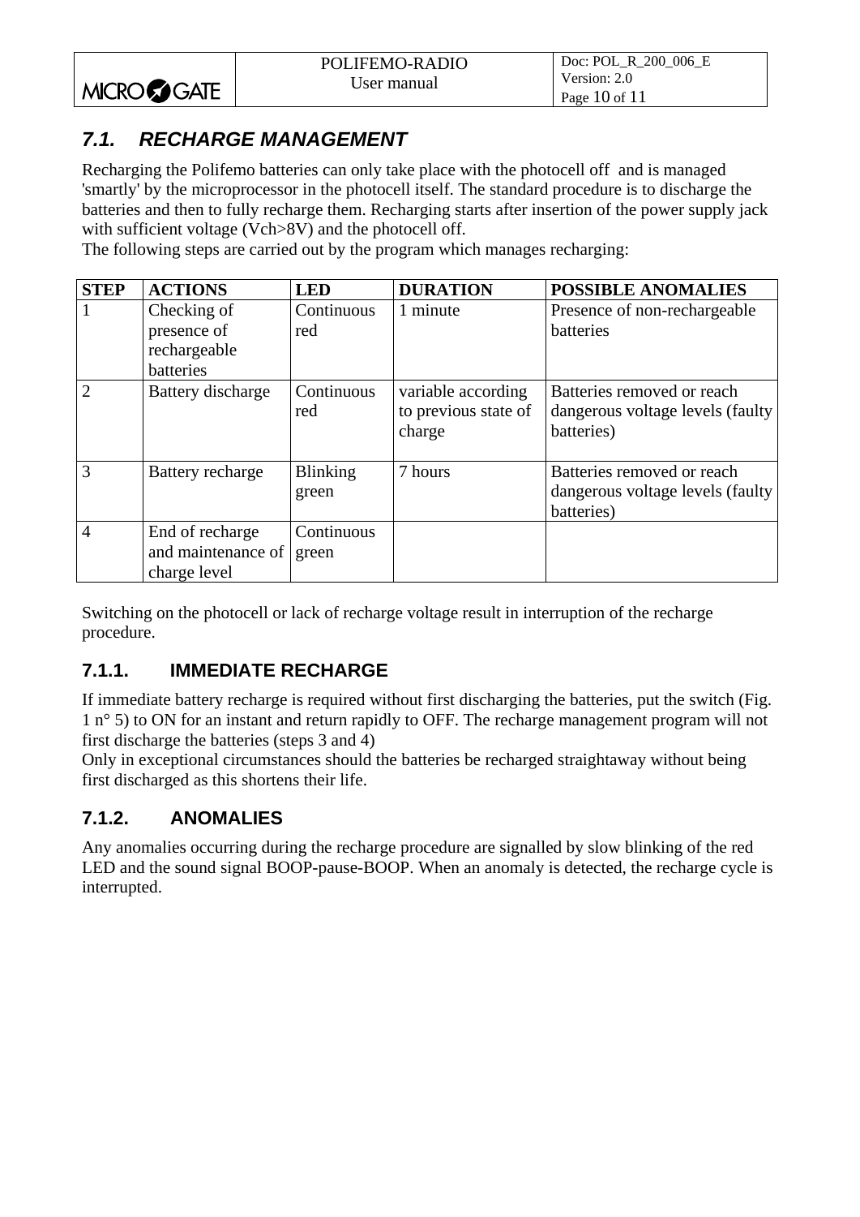## 7.1. RECHARGE MANAGEMENT

Recharging the Polifemo batteries can only take place with the photocell off and is managed 'smartly' by the microprocessor in the photocell itself. The standard procedure is to discharge the batteries and then to fully recharge them. Recharging starts after insertion of the power supply jack with sufficient voltage (Vch>8V) and the photocell off.
The following steps are carried out by the program which manages recharging:

| STEP | ACTIONS | LED | DURATION | POSSIBLE ANOMALIES |
|---|---|---|---|---|
| 1 | Checking of presence of rechargeable batteries | Continuous red | 1 minute | Presence of non-rechargeable batteries |
| 2 | Battery discharge | Continuous red | variable according to previous state of charge | Batteries removed or reach dangerous voltage levels (faulty batteries) |
| 3 | Battery recharge | Blinking green | 7 hours | Batteries removed or reach dangerous voltage levels (faulty batteries) |
| 4 | End of recharge and maintenance of charge level | Continuous green | | |

Switching on the photocell or lack of recharge voltage result in interruption of the recharge procedure.

### 7.1.1. IMMEDIATE RECHARGE

If immediate battery recharge is required without first discharging the batteries, put the switch (Fig. 1 n° 5) to ON for an instant and return rapidly to OFF. The recharge management program will not first discharge the batteries (steps 3 and 4)
Only in exceptional circumstances should the batteries be recharged straightaway without being first discharged as this shortens their life.

### 7.1.2. ANOMALIES

Any anomalies occurring during the recharge procedure are signalled by slow blinking of the red LED and the sound signal BOOP-pause-BOOP. When an anomaly is detected, the recharge cycle is interrupted.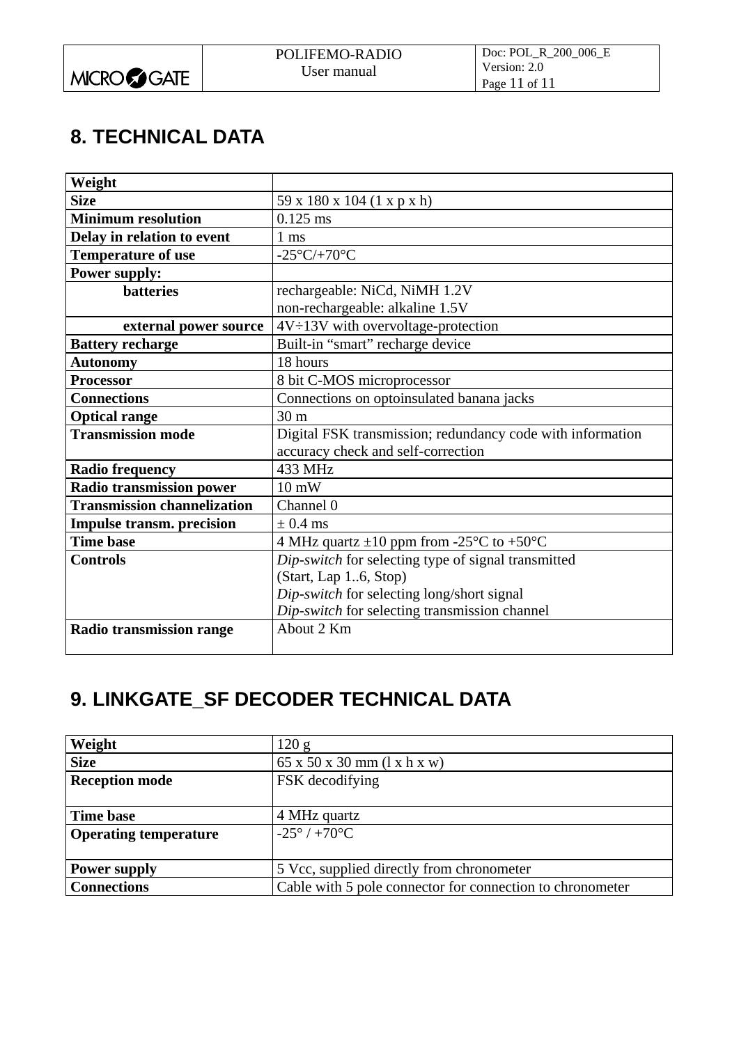# 8. TECHNICAL DATA

| | |
|---|---|
| **Weight** | |
| **Size** | 59 x 180 x 104 (1 x p x h) |
| **Minimum resolution** | 0.125 ms |
| **Delay in relation to event** | 1 ms |
| **Temperature of use** | -25°C/+70°C |
| **Power supply:** | |
| **batteries** | rechargeable: NiCd, NiMH 1.2V<br>non-rechargeable: alkaline 1.5V |
| **external power source** | 4V÷13V with overvoltage-protection |
| **Battery recharge** | Built-in "smart" recharge device |
| **Autonomy** | 18 hours |
| **Processor** | 8 bit C-MOS microprocessor |
| **Connections** | Connections on optoinsulated banana jacks |
| **Optical range** | 30 m |
| **Transmission mode** | Digital FSK transmission; redundancy code with information accuracy check and self-correction |
| **Radio frequency** | 433 MHz |
| **Radio transmission power** | 10 mW |
| **Transmission channelization** | Channel 0 |
| **Impulse transm. precision** | ± 0.4 ms |
| **Time base** | 4 MHz quartz ±10 ppm from -25°C to +50°C |
| **Controls** | *Dip-switch* for selecting type of signal transmitted (Start, Lap 1..6, Stop)<br>*Dip-switch* for selecting long/short signal<br>*Dip-switch* for selecting transmission channel |
| **Radio transmission range** | About 2 Km |

# 9. LINKGATE_SF DECODER TECHNICAL DATA

| | |
|---|---|
| **Weight** | 120 g |
| **Size** | 65 x 50 x 30 mm (l x h x w) |
| **Reception mode** | FSK decodifying |
| **Time base** | 4 MHz quartz |
| **Operating temperature** | -25° / +70°C |
| **Power supply** | 5 Vcc, supplied directly from chronometer |
| **Connections** | Cable with 5 pole connector for connection to chronometer |